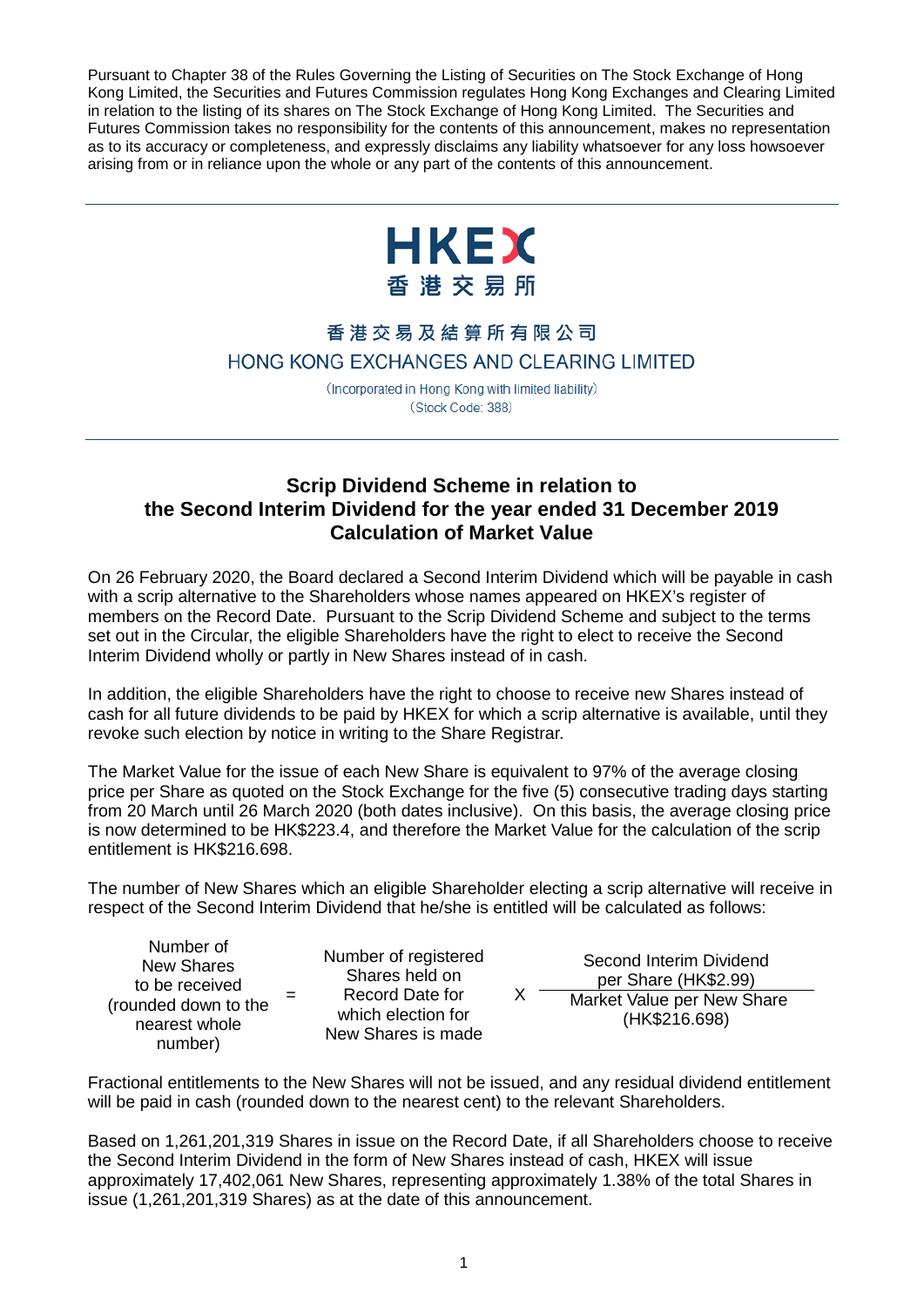Pursuant to Chapter 38 of the Rules Governing the Listing of Securities on The Stock Exchange of Hong Kong Limited, the Securities and Futures Commission regulates Hong Kong Exchanges and Clearing Limited in relation to the listing of its shares on The Stock Exchange of Hong Kong Limited. The Securities and Futures Commission takes no responsibility for the contents of this announcement, makes no representation as to its accuracy or completeness, and expressly disclaims any liability whatsoever for any loss howsoever arising from or in reliance upon the whole or any part of the contents of this announcement.

---

HKEX
香港交易所

香港交易及結算所有限公司
HONG KONG EXCHANGES AND CLEARING LIMITED

(Incorporated in Hong Kong with limited liability)
(Stock Code: 388)

---

## Scrip Dividend Scheme in relation to the Second Interim Dividend for the year ended 31 December 2019 Calculation of Market Value

On 26 February 2020, the Board declared a Second Interim Dividend which will be payable in cash with a scrip alternative to the Shareholders whose names appeared on HKEX's register of members on the Record Date. Pursuant to the Scrip Dividend Scheme and subject to the terms set out in the Circular, the eligible Shareholders have the right to elect to receive the Second Interim Dividend wholly or partly in New Shares instead of in cash.

In addition, the eligible Shareholders have the right to choose to receive new Shares instead of cash for all future dividends to be paid by HKEX for which a scrip alternative is available, until they revoke such election by notice in writing to the Share Registrar.

The Market Value for the issue of each New Share is equivalent to 97% of the average closing price per Share as quoted on the Stock Exchange for the five (5) consecutive trading days starting from 20 March until 26 March 2020 (both dates inclusive). On this basis, the average closing price is now determined to be HK$223.4, and therefore the Market Value for the calculation of the scrip entitlement is HK$216.698.

The number of New Shares which an eligible Shareholder electing a scrip alternative will receive in respect of the Second Interim Dividend that he/she is entitled will be calculated as follows:

$$\text{Number of New Shares to be received (rounded down to the nearest whole number)} = \text{Number of registered Shares held on Record Date for which election for New Shares is made} \times \frac{\text{Second Interim Dividend per Share (HK\$2.99)}}{\text{Market Value per New Share (HK\$216.698)}}$$

Fractional entitlements to the New Shares will not be issued, and any residual dividend entitlement will be paid in cash (rounded down to the nearest cent) to the relevant Shareholders.

Based on 1,261,201,319 Shares in issue on the Record Date, if all Shareholders choose to receive the Second Interim Dividend in the form of New Shares instead of cash, HKEX will issue approximately 17,402,061 New Shares, representing approximately 1.38% of the total Shares in issue (1,261,201,319 Shares) as at the date of this announcement.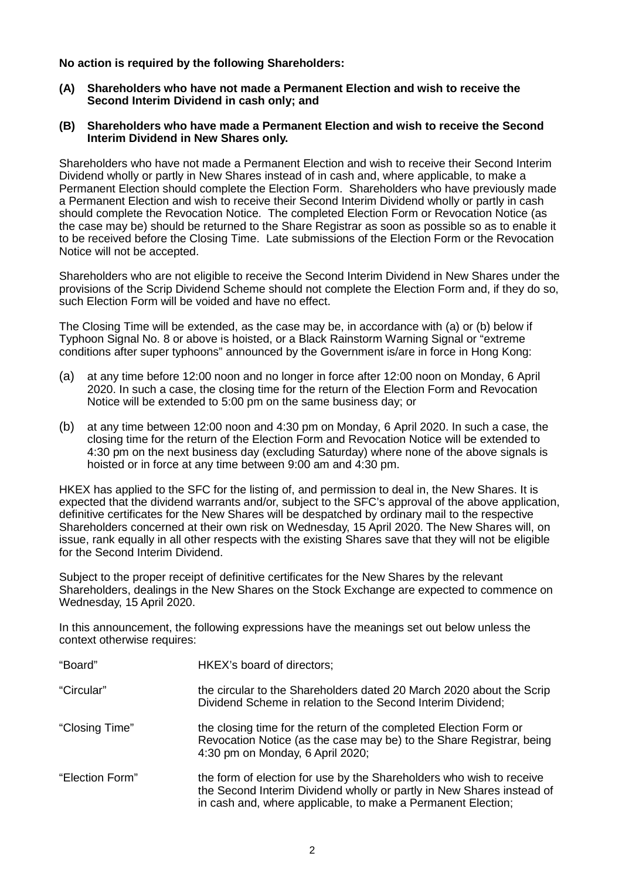**No action is required by the following Shareholders:**

**(A) Shareholders who have not made a Permanent Election and wish to receive the Second Interim Dividend in cash only; and**

**(B) Shareholders who have made a Permanent Election and wish to receive the Second Interim Dividend in New Shares only.**

Shareholders who have not made a Permanent Election and wish to receive their Second Interim Dividend wholly or partly in New Shares instead of in cash and, where applicable, to make a Permanent Election should complete the Election Form. Shareholders who have previously made a Permanent Election and wish to receive their Second Interim Dividend wholly or partly in cash should complete the Revocation Notice. The completed Election Form or Revocation Notice (as the case may be) should be returned to the Share Registrar as soon as possible so as to enable it to be received before the Closing Time. Late submissions of the Election Form or the Revocation Notice will not be accepted.

Shareholders who are not eligible to receive the Second Interim Dividend in New Shares under the provisions of the Scrip Dividend Scheme should not complete the Election Form and, if they do so, such Election Form will be voided and have no effect.

The Closing Time will be extended, as the case may be, in accordance with (a) or (b) below if Typhoon Signal No. 8 or above is hoisted, or a Black Rainstorm Warning Signal or "extreme conditions after super typhoons" announced by the Government is/are in force in Hong Kong:

(a) at any time before 12:00 noon and no longer in force after 12:00 noon on Monday, 6 April 2020. In such a case, the closing time for the return of the Election Form and Revocation Notice will be extended to 5:00 pm on the same business day; or

(b) at any time between 12:00 noon and 4:30 pm on Monday, 6 April 2020. In such a case, the closing time for the return of the Election Form and Revocation Notice will be extended to 4:30 pm on the next business day (excluding Saturday) where none of the above signals is hoisted or in force at any time between 9:00 am and 4:30 pm.

HKEX has applied to the SFC for the listing of, and permission to deal in, the New Shares. It is expected that the dividend warrants and/or, subject to the SFC's approval of the above application, definitive certificates for the New Shares will be despatched by ordinary mail to the respective Shareholders concerned at their own risk on Wednesday, 15 April 2020. The New Shares will, on issue, rank equally in all other respects with the existing Shares save that they will not be eligible for the Second Interim Dividend.

Subject to the proper receipt of definitive certificates for the New Shares by the relevant Shareholders, dealings in the New Shares on the Stock Exchange are expected to commence on Wednesday, 15 April 2020.

In this announcement, the following expressions have the meanings set out below unless the context otherwise requires:

| | |
|---|---|
| "Board" | HKEX's board of directors; |
| "Circular" | the circular to the Shareholders dated 20 March 2020 about the Scrip Dividend Scheme in relation to the Second Interim Dividend; |
| "Closing Time" | the closing time for the return of the completed Election Form or Revocation Notice (as the case may be) to the Share Registrar, being 4:30 pm on Monday, 6 April 2020; |
| "Election Form" | the form of election for use by the Shareholders who wish to receive the Second Interim Dividend wholly or partly in New Shares instead of in cash and, where applicable, to make a Permanent Election; |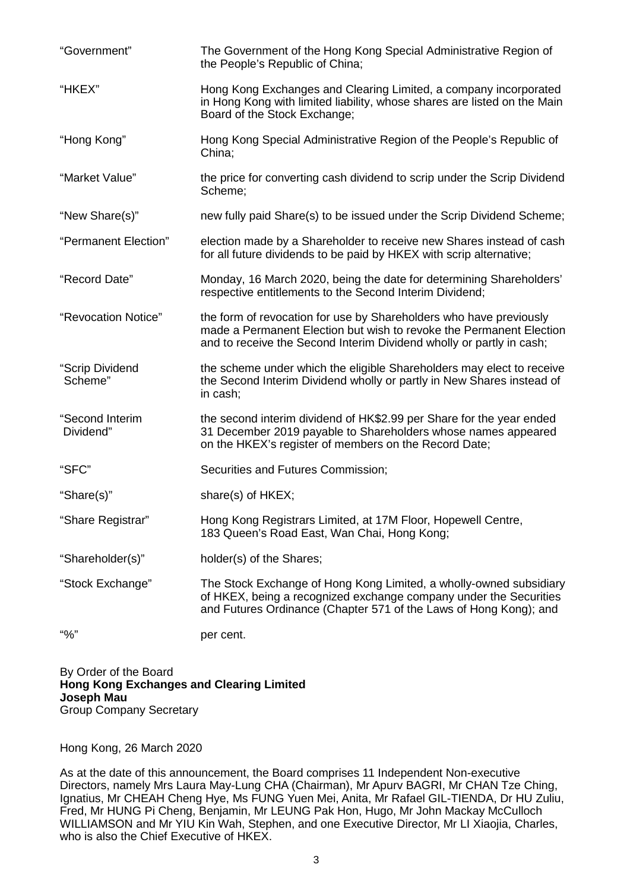| | |
|---|---|
| "Government" | The Government of the Hong Kong Special Administrative Region of the People's Republic of China; |
| "HKEX" | Hong Kong Exchanges and Clearing Limited, a company incorporated in Hong Kong with limited liability, whose shares are listed on the Main Board of the Stock Exchange; |
| "Hong Kong" | Hong Kong Special Administrative Region of the People's Republic of China; |
| "Market Value" | the price for converting cash dividend to scrip under the Scrip Dividend Scheme; |
| "New Share(s)" | new fully paid Share(s) to be issued under the Scrip Dividend Scheme; |
| "Permanent Election" | election made by a Shareholder to receive new Shares instead of cash for all future dividends to be paid by HKEX with scrip alternative; |
| "Record Date" | Monday, 16 March 2020, being the date for determining Shareholders' respective entitlements to the Second Interim Dividend; |
| "Revocation Notice" | the form of revocation for use by Shareholders who have previously made a Permanent Election but wish to revoke the Permanent Election and to receive the Second Interim Dividend wholly or partly in cash; |
| "Scrip Dividend Scheme" | the scheme under which the eligible Shareholders may elect to receive the Second Interim Dividend wholly or partly in New Shares instead of in cash; |
| "Second Interim Dividend" | the second interim dividend of HK$2.99 per Share for the year ended 31 December 2019 payable to Shareholders whose names appeared on the HKEX's register of members on the Record Date; |
| "SFC" | Securities and Futures Commission; |
| "Share(s)" | share(s) of HKEX; |
| "Share Registrar" | Hong Kong Registrars Limited, at 17M Floor, Hopewell Centre, 183 Queen's Road East, Wan Chai, Hong Kong; |
| "Shareholder(s)" | holder(s) of the Shares; |
| "Stock Exchange" | The Stock Exchange of Hong Kong Limited, a wholly-owned subsidiary of HKEX, being a recognized exchange company under the Securities and Futures Ordinance (Chapter 571 of the Laws of Hong Kong); and |
| "%" | per cent. |

By Order of the Board
**Hong Kong Exchanges and Clearing Limited**
**Joseph Mau**
Group Company Secretary

Hong Kong, 26 March 2020

As at the date of this announcement, the Board comprises 11 Independent Non-executive Directors, namely Mrs Laura May-Lung CHA (Chairman), Mr Apurv BAGRI, Mr CHAN Tze Ching, Ignatius, Mr CHEAH Cheng Hye, Ms FUNG Yuen Mei, Anita, Mr Rafael GIL-TIENDA, Dr HU Zuliu, Fred, Mr HUNG Pi Cheng, Benjamin, Mr LEUNG Pak Hon, Hugo, Mr John Mackay McCulloch WILLIAMSON and Mr YIU Kin Wah, Stephen, and one Executive Director, Mr LI Xiaojia, Charles, who is also the Chief Executive of HKEX.